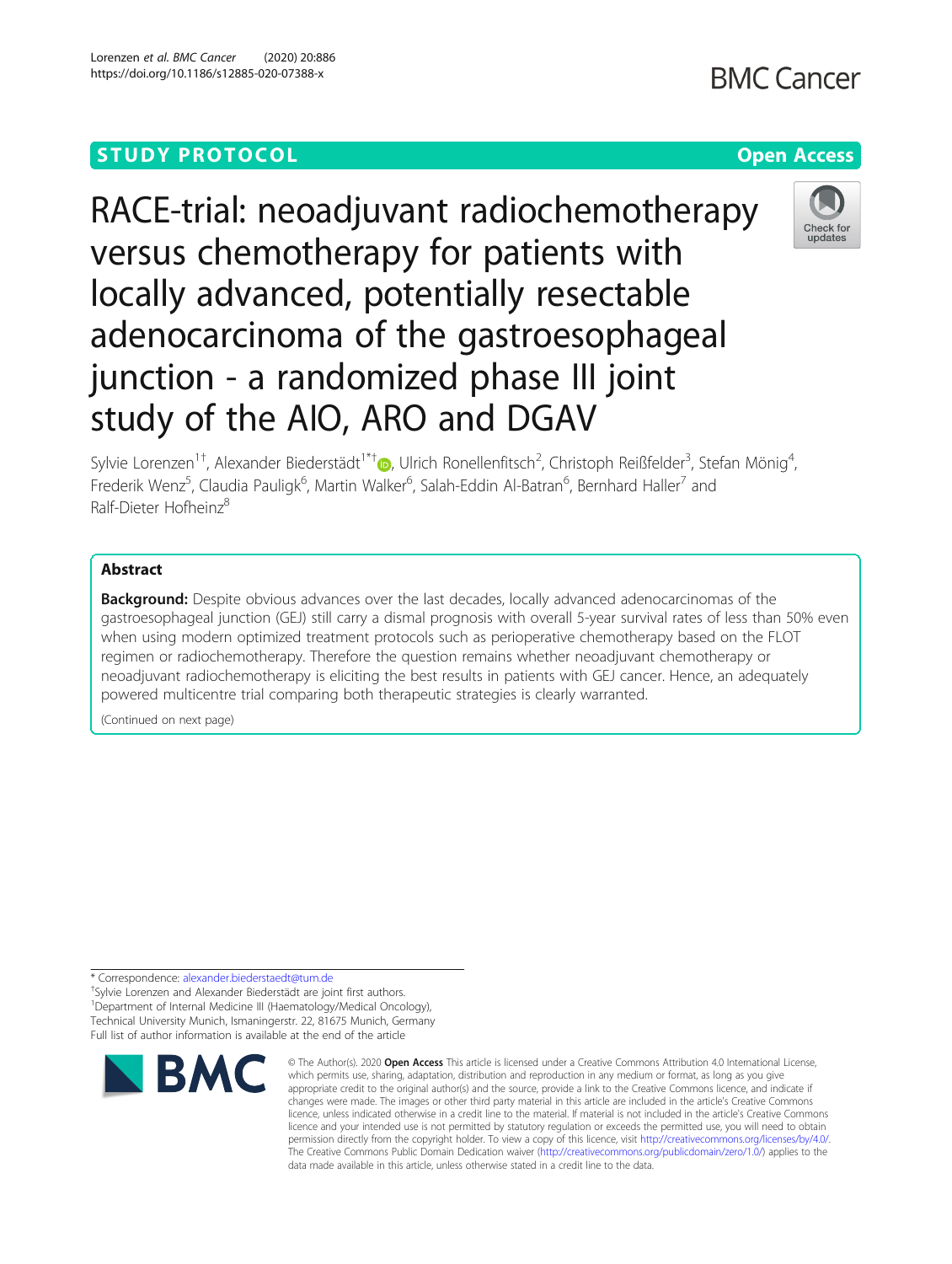STUDY PROTOCOL

Open Access

# RACE-trial: neoadjuvant radiochemotherapy versus chemotherapy for patients with locally advanced, potentially resectable adenocarcinoma of the gastroesophageal junction - a randomized phase III joint study of the AIO, ARO and DGAV

Sylvie Lorenzen[1†], Alexander Biederstädt[1*†], Ulrich Ronellenfitsch[2], Christoph Reißfelder[3], Stefan Mönig[4], Frederik Wenz[5], Claudia Pauligk[6], Martin Walker[6], Salah-Eddin Al-Batran[6], Bernhard Haller[7] and Ralf-Dieter Hofheinz[8]

## Abstract

**Background:** Despite obvious advances over the last decades, locally advanced adenocarcinomas of the gastroesophageal junction (GEJ) still carry a dismal prognosis with overall 5-year survival rates of less than 50% even when using modern optimized treatment protocols such as perioperative chemotherapy based on the FLOT regimen or radiochemotherapy. Therefore the question remains whether neoadjuvant chemotherapy or neoadjuvant radiochemotherapy is eliciting the best results in patients with GEJ cancer. Hence, an adequately powered multicentre trial comparing both therapeutic strategies is clearly warranted.

(Continued on next page)

* Correspondence: alexander.biederstaedt@tum.de

†Sylvie Lorenzen and Alexander Biederstädt are joint first authors.

[1]Department of Internal Medicine III (Haematology/Medical Oncology), Technical University Munich, Ismaningerstr. 22, 81675 Munich, Germany

Full list of author information is available at the end of the article

© The Author(s). 2020 **Open Access** This article is licensed under a Creative Commons Attribution 4.0 International License, which permits use, sharing, adaptation, distribution and reproduction in any medium or format, as long as you give appropriate credit to the original author(s) and the source, provide a link to the Creative Commons licence, and indicate if changes were made. The images or other third party material in this article are included in the article's Creative Commons licence, unless indicated otherwise in a credit line to the material. If material is not included in the article's Creative Commons licence and your intended use is not permitted by statutory regulation or exceeds the permitted use, you will need to obtain permission directly from the copyright holder. To view a copy of this licence, visit http://creativecommons.org/licenses/by/4.0/. The Creative Commons Public Domain Dedication waiver (http://creativecommons.org/publicdomain/zero/1.0/) applies to the data made available in this article, unless otherwise stated in a credit line to the data.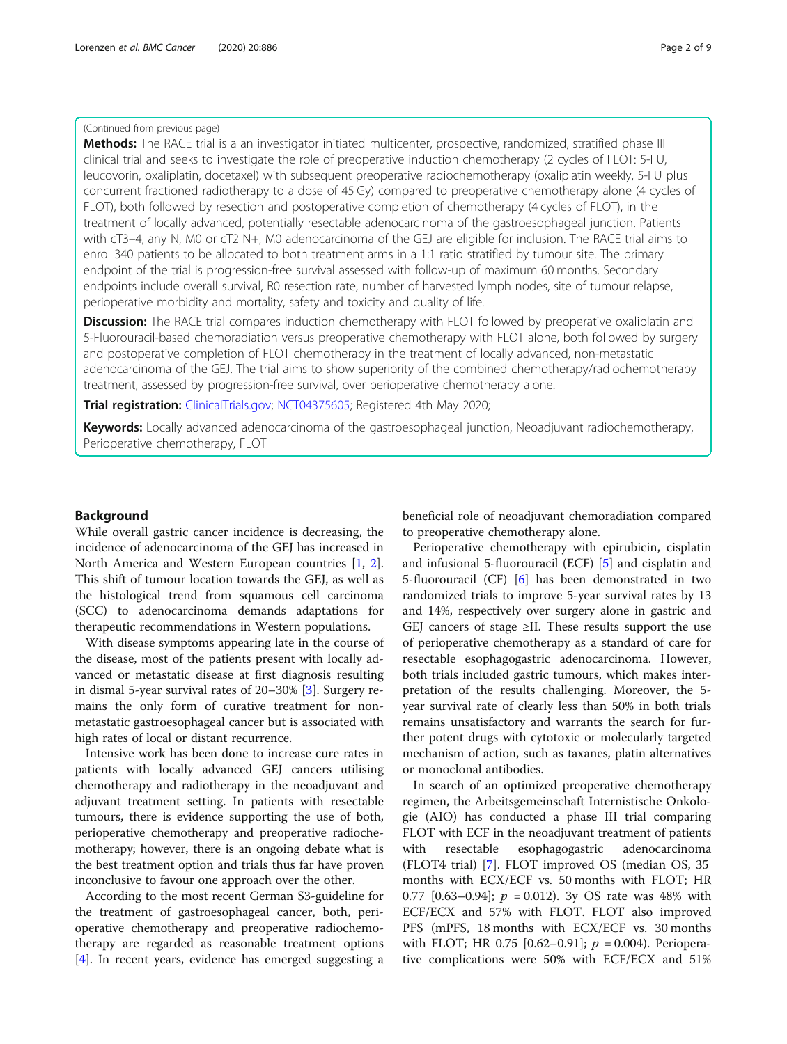(Continued from previous page)

**Methods:** The RACE trial is a an investigator initiated multicenter, prospective, randomized, stratified phase III clinical trial and seeks to investigate the role of preoperative induction chemotherapy (2 cycles of FLOT: 5-FU, leucovorin, oxaliplatin, docetaxel) with subsequent preoperative radiochemotherapy (oxaliplatin weekly, 5-FU plus concurrent fractioned radiotherapy to a dose of 45 Gy) compared to preoperative chemotherapy alone (4 cycles of FLOT), both followed by resection and postoperative completion of chemotherapy (4 cycles of FLOT), in the treatment of locally advanced, potentially resectable adenocarcinoma of the gastroesophageal junction. Patients with cT3–4, any N, M0 or cT2 N+, M0 adenocarcinoma of the GEJ are eligible for inclusion. The RACE trial aims to enrol 340 patients to be allocated to both treatment arms in a 1:1 ratio stratified by tumour site. The primary endpoint of the trial is progression-free survival assessed with follow-up of maximum 60 months. Secondary endpoints include overall survival, R0 resection rate, number of harvested lymph nodes, site of tumour relapse, perioperative morbidity and mortality, safety and toxicity and quality of life.

**Discussion:** The RACE trial compares induction chemotherapy with FLOT followed by preoperative oxaliplatin and 5-Fluorouracil-based chemoradiation versus preoperative chemotherapy with FLOT alone, both followed by surgery and postoperative completion of FLOT chemotherapy in the treatment of locally advanced, non-metastatic adenocarcinoma of the GEJ. The trial aims to show superiority of the combined chemotherapy/radiochemotherapy treatment, assessed by progression-free survival, over perioperative chemotherapy alone.

**Trial registration:** ClinicalTrials.gov; NCT04375605; Registered 4th May 2020;

**Keywords:** Locally advanced adenocarcinoma of the gastroesophageal junction, Neoadjuvant radiochemotherapy, Perioperative chemotherapy, FLOT

## Background

While overall gastric cancer incidence is decreasing, the incidence of adenocarcinoma of the GEJ has increased in North America and Western European countries [1, 2]. This shift of tumour location towards the GEJ, as well as the histological trend from squamous cell carcinoma (SCC) to adenocarcinoma demands adaptations for therapeutic recommendations in Western populations.

With disease symptoms appearing late in the course of the disease, most of the patients present with locally advanced or metastatic disease at first diagnosis resulting in dismal 5-year survival rates of 20–30% [3]. Surgery remains the only form of curative treatment for non-metastatic gastroesophageal cancer but is associated with high rates of local or distant recurrence.

Intensive work has been done to increase cure rates in patients with locally advanced GEJ cancers utilising chemotherapy and radiotherapy in the neoadjuvant and adjuvant treatment setting. In patients with resectable tumours, there is evidence supporting the use of both, perioperative chemotherapy and preoperative radiochemotherapy; however, there is an ongoing debate what is the best treatment option and trials thus far have proven inconclusive to favour one approach over the other.

According to the most recent German S3-guideline for the treatment of gastroesophageal cancer, both, perioperative chemotherapy and preoperative radiochemotherapy are regarded as reasonable treatment options [4]. In recent years, evidence has emerged suggesting a beneficial role of neoadjuvant chemoradiation compared to preoperative chemotherapy alone.

Perioperative chemotherapy with epirubicin, cisplatin and infusional 5-fluorouracil (ECF) [5] and cisplatin and 5-fluorouracil (CF) [6] has been demonstrated in two randomized trials to improve 5-year survival rates by 13 and 14%, respectively over surgery alone in gastric and GEJ cancers of stage ≥II. These results support the use of perioperative chemotherapy as a standard of care for resectable esophagogastric adenocarcinoma. However, both trials included gastric tumours, which makes interpretation of the results challenging. Moreover, the 5-year survival rate of clearly less than 50% in both trials remains unsatisfactory and warrants the search for further potent drugs with cytotoxic or molecularly targeted mechanism of action, such as taxanes, platin alternatives or monoclonal antibodies.

In search of an optimized preoperative chemotherapy regimen, the Arbeitsgemeinschaft Internistische Onkologie (AIO) has conducted a phase III trial comparing FLOT with ECF in the neoadjuvant treatment of patients with resectable esophagogastric adenocarcinoma (FLOT4 trial) [7]. FLOT improved OS (median OS, 35 months with ECX/ECF vs. 50 months with FLOT; HR 0.77 [0.63–0.94]; $p = 0.012$). 3y OS rate was 48% with ECF/ECX and 57% with FLOT. FLOT also improved PFS (mPFS, 18 months with ECX/ECF vs. 30 months with FLOT; HR 0.75 [0.62–0.91]; $p = 0.004$). Perioperative complications were 50% with ECF/ECX and 51%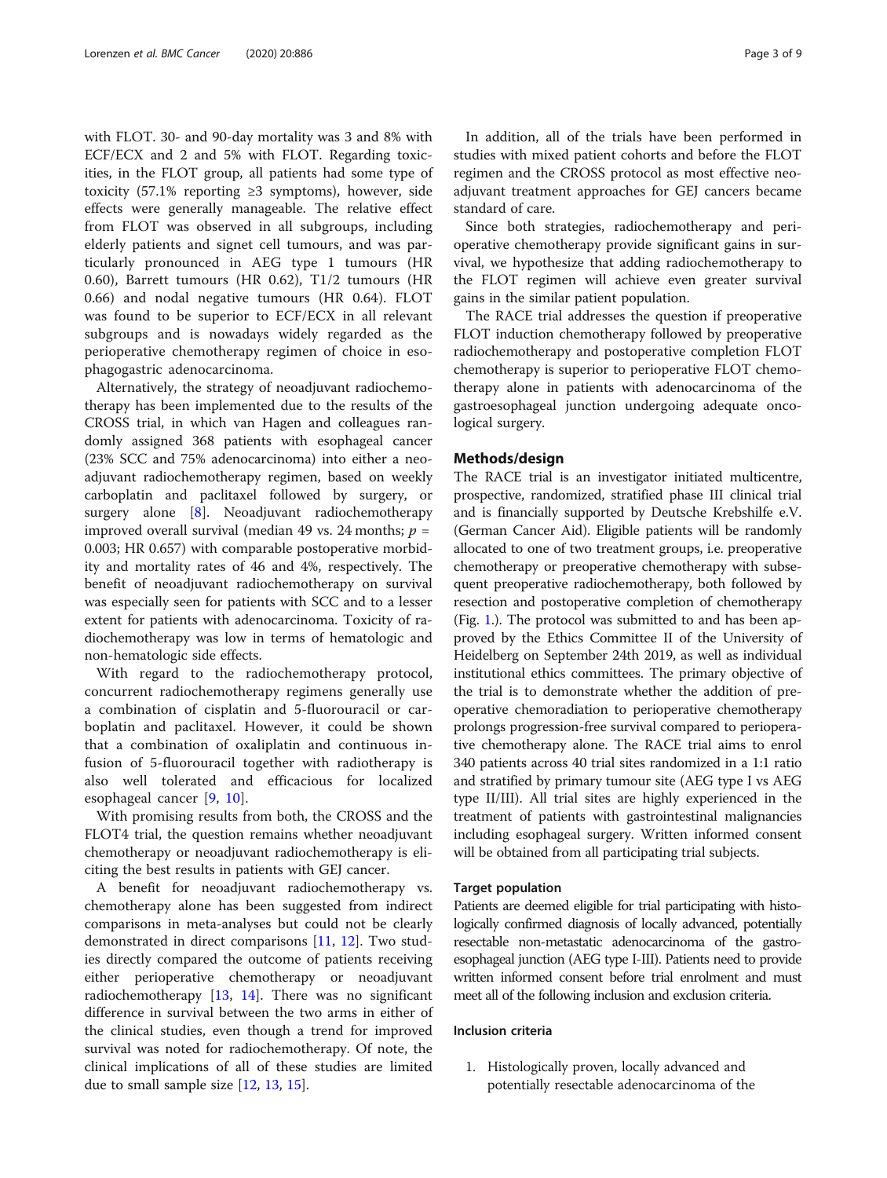with FLOT. 30- and 90-day mortality was 3 and 8% with ECF/ECX and 2 and 5% with FLOT. Regarding toxicities, in the FLOT group, all patients had some type of toxicity (57.1% reporting ≥3 symptoms), however, side effects were generally manageable. The relative effect from FLOT was observed in all subgroups, including elderly patients and signet cell tumours, and was particularly pronounced in AEG type 1 tumours (HR 0.60), Barrett tumours (HR 0.62), T1/2 tumours (HR 0.66) and nodal negative tumours (HR 0.64). FLOT was found to be superior to ECF/ECX in all relevant subgroups and is nowadays widely regarded as the perioperative chemotherapy regimen of choice in esophagogastric adenocarcinoma.

Alternatively, the strategy of neoadjuvant radiochemotherapy has been implemented due to the results of the CROSS trial, in which van Hagen and colleagues randomly assigned 368 patients with esophageal cancer (23% SCC and 75% adenocarcinoma) into either a neoadjuvant radiochemotherapy regimen, based on weekly carboplatin and paclitaxel followed by surgery, or surgery alone [8]. Neoadjuvant radiochemotherapy improved overall survival (median 49 vs. 24 months; $p$ = 0.003; HR 0.657) with comparable postoperative morbidity and mortality rates of 46 and 4%, respectively. The benefit of neoadjuvant radiochemotherapy on survival was especially seen for patients with SCC and to a lesser extent for patients with adenocarcinoma. Toxicity of radiochemotherapy was low in terms of hematologic and non-hematologic side effects.

With regard to the radiochemotherapy protocol, concurrent radiochemotherapy regimens generally use a combination of cisplatin and 5-fluorouracil or carboplatin and paclitaxel. However, it could be shown that a combination of oxaliplatin and continuous infusion of 5-fluorouracil together with radiotherapy is also well tolerated and efficacious for localized esophageal cancer [9, 10].

With promising results from both, the CROSS and the FLOT4 trial, the question remains whether neoadjuvant chemotherapy or neoadjuvant radiochemotherapy is eliciting the best results in patients with GEJ cancer.

A benefit for neoadjuvant radiochemotherapy vs. chemotherapy alone has been suggested from indirect comparisons in meta-analyses but could not be clearly demonstrated in direct comparisons [11, 12]. Two studies directly compared the outcome of patients receiving either perioperative chemotherapy or neoadjuvant radiochemotherapy [13, 14]. There was no significant difference in survival between the two arms in either of the clinical studies, even though a trend for improved survival was noted for radiochemotherapy. Of note, the clinical implications of all of these studies are limited due to small sample size [12, 13, 15].

In addition, all of the trials have been performed in studies with mixed patient cohorts and before the FLOT regimen and the CROSS protocol as most effective neoadjuvant treatment approaches for GEJ cancers became standard of care.

Since both strategies, radiochemotherapy and perioperative chemotherapy provide significant gains in survival, we hypothesize that adding radiochemotherapy to the FLOT regimen will achieve even greater survival gains in the similar patient population.

The RACE trial addresses the question if preoperative FLOT induction chemotherapy followed by preoperative radiochemotherapy and postoperative completion FLOT chemotherapy is superior to perioperative FLOT chemotherapy alone in patients with adenocarcinoma of the gastroesophageal junction undergoing adequate oncological surgery.

## Methods/design

The RACE trial is an investigator initiated multicentre, prospective, randomized, stratified phase III clinical trial and is financially supported by Deutsche Krebshilfe e.V. (German Cancer Aid). Eligible patients will be randomly allocated to one of two treatment groups, i.e. preoperative chemotherapy or preoperative chemotherapy with subsequent preoperative radiochemotherapy, both followed by resection and postoperative completion of chemotherapy (Fig. 1.). The protocol was submitted to and has been approved by the Ethics Committee II of the University of Heidelberg on September 24th 2019, as well as individual institutional ethics committees. The primary objective of the trial is to demonstrate whether the addition of preoperative chemoradiation to perioperative chemotherapy prolongs progression-free survival compared to perioperative chemotherapy alone. The RACE trial aims to enrol 340 patients across 40 trial sites randomized in a 1:1 ratio and stratified by primary tumour site (AEG type I vs AEG type II/III). All trial sites are highly experienced in the treatment of patients with gastrointestinal malignancies including esophageal surgery. Written informed consent will be obtained from all participating trial subjects.

### Target population

Patients are deemed eligible for trial participating with histologically confirmed diagnosis of locally advanced, potentially resectable non-metastatic adenocarcinoma of the gastroesophageal junction (AEG type I-III). Patients need to provide written informed consent before trial enrolment and must meet all of the following inclusion and exclusion criteria.

### Inclusion criteria

1. Histologically proven, locally advanced and potentially resectable adenocarcinoma of the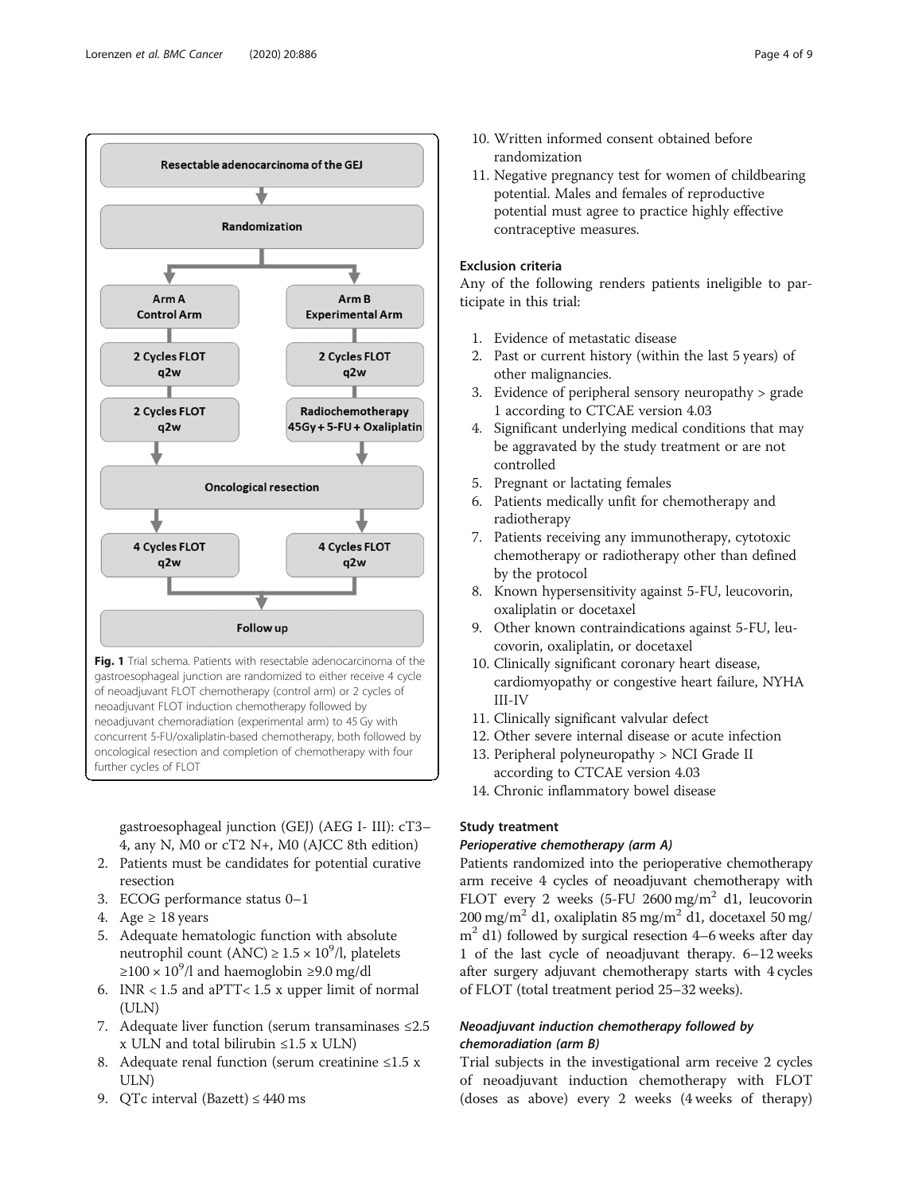Resectable adenocarcinoma of the GEJ

Randomization

Arm A
Control Arm

Arm B
Experimental Arm

2 Cycles FLOT
q2w

2 Cycles FLOT
q2w

2 Cycles FLOT
q2w

Radiochemotherapy
45Gy + 5-FU + Oxaliplatin

Oncological resection

4 Cycles FLOT
q2w

4 Cycles FLOT
q2w

Follow up

**Fig. 1** Trial schema. Patients with resectable adenocarcinoma of the gastroesophageal junction are randomized to either receive 4 cycle of neoadjuvant FLOT chemotherapy (control arm) or 2 cycles of neoadjuvant FLOT induction chemotherapy followed by neoadjuvant chemoradiation (experimental arm) to 45 Gy with concurrent 5-FU/oxaliplatin-based chemotherapy, both followed by oncological resection and completion of chemotherapy with four further cycles of FLOT

gastroesophageal junction (GEJ) (AEG I- III): cT3–4, any N, M0 or cT2 N+, M0 (AJCC 8th edition)

2. Patients must be candidates for potential curative resection
3. ECOG performance status 0–1
4. Age ≥ 18 years
5. Adequate hematologic function with absolute neutrophil count (ANC) ≥ $1.5 \times 10^9$/l, platelets ≥$100 \times 10^9$/l and haemoglobin ≥9.0 mg/dl
6. INR < 1.5 and aPTT< 1.5 x upper limit of normal (ULN)
7. Adequate liver function (serum transaminases ≤2.5 x ULN and total bilirubin ≤1.5 x ULN)
8. Adequate renal function (serum creatinine ≤1.5 x ULN)
9. QTc interval (Bazett) ≤ 440 ms
10. Written informed consent obtained before randomization
11. Negative pregnancy test for women of childbearing potential. Males and females of reproductive potential must agree to practice highly effective contraceptive measures.

### Exclusion criteria

Any of the following renders patients ineligible to participate in this trial:

1. Evidence of metastatic disease
2. Past or current history (within the last 5 years) of other malignancies.
3. Evidence of peripheral sensory neuropathy > grade 1 according to CTCAE version 4.03
4. Significant underlying medical conditions that may be aggravated by the study treatment or are not controlled
5. Pregnant or lactating females
6. Patients medically unfit for chemotherapy and radiotherapy
7. Patients receiving any immunotherapy, cytotoxic chemotherapy or radiotherapy other than defined by the protocol
8. Known hypersensitivity against 5-FU, leucovorin, oxaliplatin or docetaxel
9. Other known contraindications against 5-FU, leucovorin, oxaliplatin, or docetaxel
10. Clinically significant coronary heart disease, cardiomyopathy or congestive heart failure, NYHA III-IV
11. Clinically significant valvular defect
12. Other severe internal disease or acute infection
13. Peripheral polyneuropathy > NCI Grade II according to CTCAE version 4.03
14. Chronic inflammatory bowel disease

### Study treatment

#### *Perioperative chemotherapy (arm A)*

Patients randomized into the perioperative chemotherapy arm receive 4 cycles of neoadjuvant chemotherapy with FLOT every 2 weeks (5-FU 2600 mg/m$^2$ d1, leucovorin 200 mg/m$^2$ d1, oxaliplatin 85 mg/m$^2$ d1, docetaxel 50 mg/m$^2$ d1) followed by surgical resection 4–6 weeks after day 1 of the last cycle of neoadjuvant therapy. 6–12 weeks after surgery adjuvant chemotherapy starts with 4 cycles of FLOT (total treatment period 25–32 weeks).

#### *Neoadjuvant induction chemotherapy followed by chemoradiation (arm B)*

Trial subjects in the investigational arm receive 2 cycles of neoadjuvant induction chemotherapy with FLOT (doses as above) every 2 weeks (4 weeks of therapy)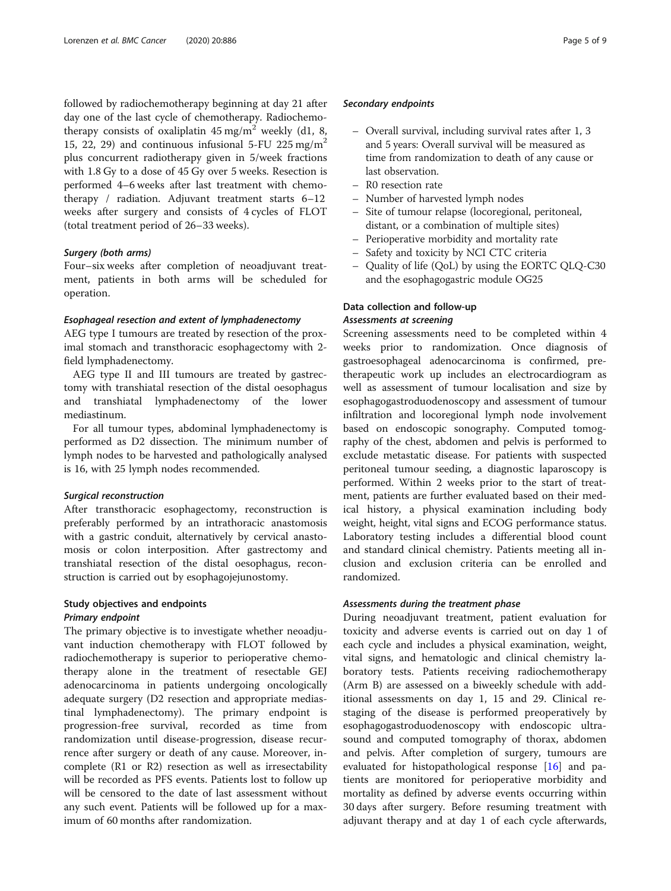followed by radiochemotherapy beginning at day 21 after day one of the last cycle of chemotherapy. Radiochemotherapy consists of oxaliplatin 45 mg/m$^2$ weekly (d1, 8, 15, 22, 29) and continuous infusional 5-FU 225 mg/m$^2$ plus concurrent radiotherapy given in 5/week fractions with 1.8 Gy to a dose of 45 Gy over 5 weeks. Resection is performed 4–6 weeks after last treatment with chemotherapy / radiation. Adjuvant treatment starts 6–12 weeks after surgery and consists of 4 cycles of FLOT (total treatment period of 26–33 weeks).

#### Surgery (both arms)

Four–six weeks after completion of neoadjuvant treatment, patients in both arms will be scheduled for operation.

#### Esophageal resection and extent of lymphadenectomy

AEG type I tumours are treated by resection of the proximal stomach and transthoracic esophagectomy with 2-field lymphadenectomy.

AEG type II and III tumours are treated by gastrectomy with transhiatal resection of the distal oesophagus and transhiatal lymphadenectomy of the lower mediastinum.

For all tumour types, abdominal lymphadenectomy is performed as D2 dissection. The minimum number of lymph nodes to be harvested and pathologically analysed is 16, with 25 lymph nodes recommended.

#### Surgical reconstruction

After transthoracic esophagectomy, reconstruction is preferably performed by an intrathoracic anastomosis with a gastric conduit, alternatively by cervical anastomosis or colon interposition. After gastrectomy and transhiatal resection of the distal oesophagus, reconstruction is carried out by esophagojejunostomy.

### Study objectives and endpoints

#### Primary endpoint

The primary objective is to investigate whether neoadjuvant induction chemotherapy with FLOT followed by radiochemotherapy is superior to perioperative chemotherapy alone in the treatment of resectable GEJ adenocarcinoma in patients undergoing oncologically adequate surgery (D2 resection and appropriate mediastinal lymphadenectomy). The primary endpoint is progression-free survival, recorded as time from randomization until disease-progression, disease recurrence after surgery or death of any cause. Moreover, incomplete (R1 or R2) resection as well as irresectability will be recorded as PFS events. Patients lost to follow up will be censored to the date of last assessment without any such event. Patients will be followed up for a maximum of 60 months after randomization.

#### Secondary endpoints

- Overall survival, including survival rates after 1, 3 and 5 years: Overall survival will be measured as time from randomization to death of any cause or last observation.
- R0 resection rate
- Number of harvested lymph nodes
- Site of tumour relapse (locoregional, peritoneal, distant, or a combination of multiple sites)
- Perioperative morbidity and mortality rate
- Safety and toxicity by NCI CTC criteria
- Quality of life (QoL) by using the EORTC QLQ-C30 and the esophagogastric module OG25

### Data collection and follow-up

#### Assessments at screening

Screening assessments need to be completed within 4 weeks prior to randomization. Once diagnosis of gastroesophageal adenocarcinoma is confirmed, pretherapeutic work up includes an electrocardiogram as well as assessment of tumour localisation and size by esophagogastroduodenoscopy and assessment of tumour infiltration and locoregional lymph node involvement based on endoscopic sonography. Computed tomography of the chest, abdomen and pelvis is performed to exclude metastatic disease. For patients with suspected peritoneal tumour seeding, a diagnostic laparoscopy is performed. Within 2 weeks prior to the start of treatment, patients are further evaluated based on their medical history, a physical examination including body weight, height, vital signs and ECOG performance status. Laboratory testing includes a differential blood count and standard clinical chemistry. Patients meeting all inclusion and exclusion criteria can be enrolled and randomized.

#### Assessments during the treatment phase

During neoadjuvant treatment, patient evaluation for toxicity and adverse events is carried out on day 1 of each cycle and includes a physical examination, weight, vital signs, and hematologic and clinical chemistry laboratory tests. Patients receiving radiochemotherapy (Arm B) are assessed on a biweekly schedule with additional assessments on day 1, 15 and 29. Clinical restaging of the disease is performed preoperatively by esophagogastroduodenoscopy with endoscopic ultrasound and computed tomography of thorax, abdomen and pelvis. After completion of surgery, tumours are evaluated for histopathological response [16] and patients are monitored for perioperative morbidity and mortality as defined by adverse events occurring within 30 days after surgery. Before resuming treatment with adjuvant therapy and at day 1 of each cycle afterwards,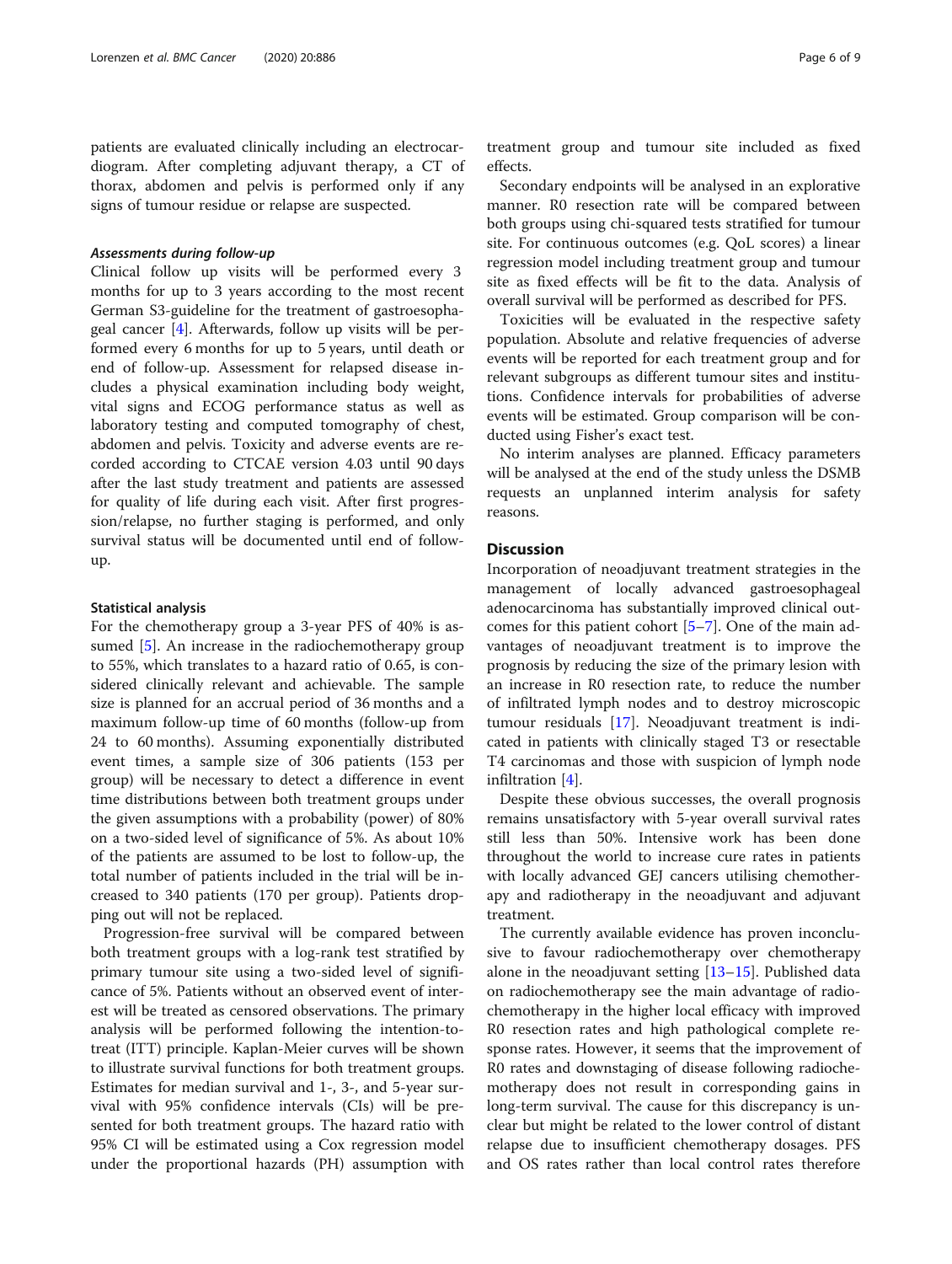patients are evaluated clinically including an electrocardiogram. After completing adjuvant therapy, a CT of thorax, abdomen and pelvis is performed only if any signs of tumour residue or relapse are suspected.

#### *Assessments during follow-up*

Clinical follow up visits will be performed every 3 months for up to 3 years according to the most recent German S3-guideline for the treatment of gastroesophageal cancer [4]. Afterwards, follow up visits will be performed every 6 months for up to 5 years, until death or end of follow-up. Assessment for relapsed disease includes a physical examination including body weight, vital signs and ECOG performance status as well as laboratory testing and computed tomography of chest, abdomen and pelvis. Toxicity and adverse events are recorded according to CTCAE version 4.03 until 90 days after the last study treatment and patients are assessed for quality of life during each visit. After first progression/relapse, no further staging is performed, and only survival status will be documented until end of follow-up.

### Statistical analysis

For the chemotherapy group a 3-year PFS of 40% is assumed [5]. An increase in the radiochemotherapy group to 55%, which translates to a hazard ratio of 0.65, is considered clinically relevant and achievable. The sample size is planned for an accrual period of 36 months and a maximum follow-up time of 60 months (follow-up from 24 to 60 months). Assuming exponentially distributed event times, a sample size of 306 patients (153 per group) will be necessary to detect a difference in event time distributions between both treatment groups under the given assumptions with a probability (power) of 80% on a two-sided level of significance of 5%. As about 10% of the patients are assumed to be lost to follow-up, the total number of patients included in the trial will be increased to 340 patients (170 per group). Patients dropping out will not be replaced.

Progression-free survival will be compared between both treatment groups with a log-rank test stratified by primary tumour site using a two-sided level of significance of 5%. Patients without an observed event of interest will be treated as censored observations. The primary analysis will be performed following the intention-to-treat (ITT) principle. Kaplan-Meier curves will be shown to illustrate survival functions for both treatment groups. Estimates for median survival and 1-, 3-, and 5-year survival with 95% confidence intervals (CIs) will be presented for both treatment groups. The hazard ratio with 95% CI will be estimated using a Cox regression model under the proportional hazards (PH) assumption with treatment group and tumour site included as fixed effects.

Secondary endpoints will be analysed in an explorative manner. R0 resection rate will be compared between both groups using chi-squared tests stratified for tumour site. For continuous outcomes (e.g. QoL scores) a linear regression model including treatment group and tumour site as fixed effects will be fit to the data. Analysis of overall survival will be performed as described for PFS.

Toxicities will be evaluated in the respective safety population. Absolute and relative frequencies of adverse events will be reported for each treatment group and for relevant subgroups as different tumour sites and institutions. Confidence intervals for probabilities of adverse events will be estimated. Group comparison will be conducted using Fisher's exact test.

No interim analyses are planned. Efficacy parameters will be analysed at the end of the study unless the DSMB requests an unplanned interim analysis for safety reasons.

## Discussion

Incorporation of neoadjuvant treatment strategies in the management of locally advanced gastroesophageal adenocarcinoma has substantially improved clinical outcomes for this patient cohort [5–7]. One of the main advantages of neoadjuvant treatment is to improve the prognosis by reducing the size of the primary lesion with an increase in R0 resection rate, to reduce the number of infiltrated lymph nodes and to destroy microscopic tumour residuals [17]. Neoadjuvant treatment is indicated in patients with clinically staged T3 or resectable T4 carcinomas and those with suspicion of lymph node infiltration [4].

Despite these obvious successes, the overall prognosis remains unsatisfactory with 5-year overall survival rates still less than 50%. Intensive work has been done throughout the world to increase cure rates in patients with locally advanced GEJ cancers utilising chemotherapy and radiotherapy in the neoadjuvant and adjuvant treatment.

The currently available evidence has proven inconclusive to favour radiochemotherapy over chemotherapy alone in the neoadjuvant setting [13–15]. Published data on radiochemotherapy see the main advantage of radiochemotherapy in the higher local efficacy with improved R0 resection rates and high pathological complete response rates. However, it seems that the improvement of R0 rates and downstaging of disease following radiochemotherapy does not result in corresponding gains in long-term survival. The cause for this discrepancy is unclear but might be related to the lower control of distant relapse due to insufficient chemotherapy dosages. PFS and OS rates rather than local control rates therefore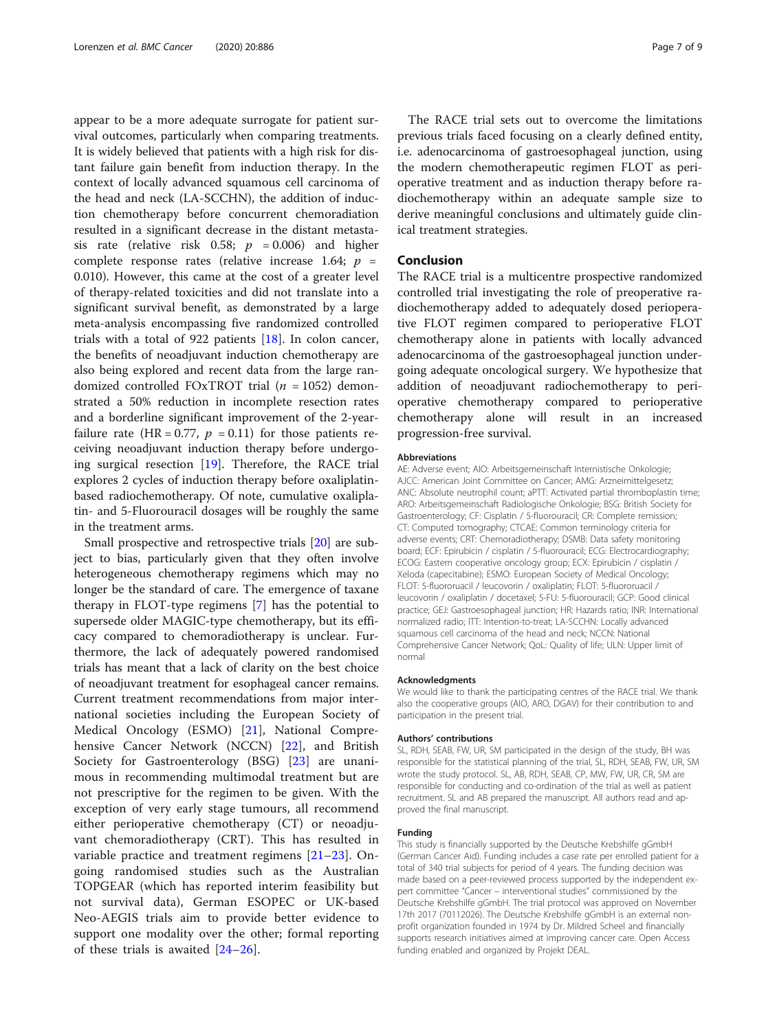appear to be a more adequate surrogate for patient survival outcomes, particularly when comparing treatments. It is widely believed that patients with a high risk for distant failure gain benefit from induction therapy. In the context of locally advanced squamous cell carcinoma of the head and neck (LA-SCCHN), the addition of induction chemotherapy before concurrent chemoradiation resulted in a significant decrease in the distant metastasis rate (relative risk 0.58; $p = 0.006$) and higher complete response rates (relative increase 1.64; $p = 0.010$). However, this came at the cost of a greater level of therapy-related toxicities and did not translate into a significant survival benefit, as demonstrated by a large meta-analysis encompassing five randomized controlled trials with a total of 922 patients [18]. In colon cancer, the benefits of neoadjuvant induction chemotherapy are also being explored and recent data from the large randomized controlled FOxTROT trial ($n = 1052$) demonstrated a 50% reduction in incomplete resection rates and a borderline significant improvement of the 2-year-failure rate (HR = 0.77, $p = 0.11$) for those patients receiving neoadjuvant induction therapy before undergoing surgical resection [19]. Therefore, the RACE trial explores 2 cycles of induction therapy before oxaliplatin-based radiochemotherapy. Of note, cumulative oxaliplatin- and 5-Fluorouracil dosages will be roughly the same in the treatment arms.

Small prospective and retrospective trials [20] are subject to bias, particularly given that they often involve heterogeneous chemotherapy regimens which may no longer be the standard of care. The emergence of taxane therapy in FLOT-type regimens [7] has the potential to supersede older MAGIC-type chemotherapy, but its efficacy compared to chemoradiotherapy is unclear. Furthermore, the lack of adequately powered randomised trials has meant that a lack of clarity on the best choice of neoadjuvant treatment for esophageal cancer remains. Current treatment recommendations from major international societies including the European Society of Medical Oncology (ESMO) [21], National Comprehensive Cancer Network (NCCN) [22], and British Society for Gastroenterology (BSG) [23] are unanimous in recommending multimodal treatment but are not prescriptive for the regimen to be given. With the exception of very early stage tumours, all recommend either perioperative chemotherapy (CT) or neoadjuvant chemoradiotherapy (CRT). This has resulted in variable practice and treatment regimens [21–23]. Ongoing randomised studies such as the Australian TOPGEAR (which has reported interim feasibility but not survival data), German ESOPEC or UK-based Neo-AEGIS trials aim to provide better evidence to support one modality over the other; formal reporting of these trials is awaited [24–26].

The RACE trial sets out to overcome the limitations previous trials faced focusing on a clearly defined entity, i.e. adenocarcinoma of gastroesophageal junction, using the modern chemotherapeutic regimen FLOT as perioperative treatment and as induction therapy before radiochemotherapy within an adequate sample size to derive meaningful conclusions and ultimately guide clinical treatment strategies.

## Conclusion

The RACE trial is a multicentre prospective randomized controlled trial investigating the role of preoperative radiochemotherapy added to adequately dosed perioperative FLOT regimen compared to perioperative FLOT chemotherapy alone in patients with locally advanced adenocarcinoma of the gastroesophageal junction undergoing adequate oncological surgery. We hypothesize that addition of neoadjuvant radiochemotherapy to perioperative chemotherapy compared to perioperative chemotherapy alone will result in an increased progression-free survival.

### Abbreviations

AE: Adverse event; AIO: Arbeitsgemeinschaft Internistische Onkologie; AJCC: American Joint Committee on Cancer; AMG: Arzneimittelgesetz; ANC: Absolute neutrophil count; aPTT: Activated partial thromboplastin time; ARO: Arbeitsgemeinschaft Radiologische Onkologie; BSG: British Society for Gastroenterology; CF: Cisplatin / 5-fluorouracil; CR: Complete remission; CT: Computed tomography; CTCAE: Common terminology criteria for adverse events; CRT: Chemoradiotherapy; DSMB: Data safety monitoring board; ECF: Epirubicin / cisplatin / 5-fluorouracil; ECG: Electrocardiography; ECOG: Eastern cooperative oncology group; ECX: Epirubicin / cisplatin / Xeloda (capecitabine); ESMO: European Society of Medical Oncology; FLOT: 5-fluororuacil / leucovorin / oxaliplatin; FLOT: 5-fluororuracil / leucovorin / oxaliplatin / docetaxel; 5-FU: 5-fluorouracil; GCP: Good clinical practice; GEJ: Gastroesophageal junction; HR: Hazards ratio; INR: International normalized radio; ITT: Intention-to-treat; LA-SCCHN: Locally advanced squamous cell carcinoma of the head and neck; NCCN: National Comprehensive Cancer Network; QoL: Quality of life; ULN: Upper limit of normal

### Acknowledgments

We would like to thank the participating centres of the RACE trial. We thank also the cooperative groups (AIO, ARO, DGAV) for their contribution to and participation in the present trial.

### Authors' contributions

SL, RDH, SEAB, FW, UR, SM participated in the design of the study, BH was responsible for the statistical planning of the trial, SL, RDH, SEAB, FW, UR, SM wrote the study protocol. SL, AB, RDH, SEAB, CP, MW, FW, UR, CR, SM are responsible for conducting and co-ordination of the trial as well as patient recruitment. SL and AB prepared the manuscript. All authors read and approved the final manuscript.

### Funding

This study is financially supported by the Deutsche Krebshilfe gGmbH (German Cancer Aid). Funding includes a case rate per enrolled patient for a total of 340 trial subjects for period of 4 years. The funding decision was made based on a peer-reviewed process supported by the independent expert committee "Cancer – interventional studies" commissioned by the Deutsche Krebshilfe gGmbH. The trial protocol was approved on November 17th 2017 (70112026). The Deutsche Krebshilfe gGmbH is an external non-profit organization founded in 1974 by Dr. Mildred Scheel and financially supports research initiatives aimed at improving cancer care. Open Access funding enabled and organized by Projekt DEAL.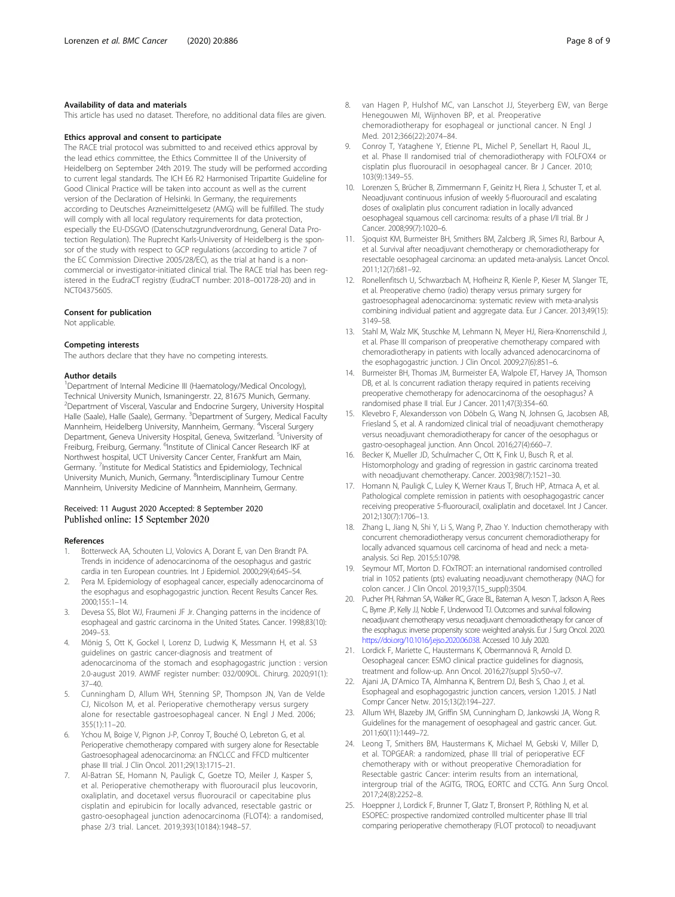### Availability of data and materials

This article has used no dataset. Therefore, no additional data files are given.

### Ethics approval and consent to participate

The RACE trial protocol was submitted to and received ethics approval by the lead ethics committee, the Ethics Committee II of the University of Heidelberg on September 24th 2019. The study will be performed according to current legal standards. The ICH E6 R2 Harmonised Tripartite Guideline for Good Clinical Practice will be taken into account as well as the current version of the Declaration of Helsinki. In Germany, the requirements according to Deutsches Arzneimittelgesetz (AMG) will be fulfilled. The study will comply with all local regulatory requirements for data protection, especially the EU-DSGVO (Datenschutzgrundverordnung, General Data Protection Regulation). The Ruprecht Karls-University of Heidelberg is the sponsor of the study with respect to GCP regulations (according to article 7 of the EC Commission Directive 2005/28/EC), as the trial at hand is a non-commercial or investigator-initiated clinical trial. The RACE trial has been registered in the EudraCT registry (EudraCT number: 2018–001728-20) and in NCT04375605.

### Consent for publication

Not applicable.

### Competing interests

The authors declare that they have no competing interests.

### Author details

[1]Department of Internal Medicine III (Haematology/Medical Oncology), Technical University Munich, Ismaningerstr. 22, 81675 Munich, Germany. [2]Department of Visceral, Vascular and Endocrine Surgery, University Hospital Halle (Saale), Halle (Saale), Germany. [3]Department of Surgery, Medical Faculty Mannheim, Heidelberg University, Mannheim, Germany. [4]Visceral Surgery Department, Geneva University Hospital, Geneva, Switzerland. [5]University of Freiburg, Freiburg, Germany. [6]Institute of Clinical Cancer Research IKF at Northwest hospital, UCT University Cancer Center, Frankfurt am Main, Germany. [7]Institute for Medical Statistics and Epidemiology, Technical University Munich, Munich, Germany. [8]Interdisciplinary Tumour Centre Mannheim, University Medicine of Mannheim, Mannheim, Germany.

Received: 11 August 2020 Accepted: 8 September 2020
Published online: 15 September 2020

### References

1. Botterweck AA, Schouten LJ, Volovics A, Dorant E, van Den Brandt PA. Trends in incidence of adenocarcinoma of the oesophagus and gastric cardia in ten European countries. Int J Epidemiol. 2000;29(4):645–54.
2. Pera M. Epidemiology of esophageal cancer, especially adenocarcinoma of the esophagus and esophagogastric junction. Recent Results Cancer Res. 2000;155:1–14.
3. Devesa SS, Blot WJ, Fraumeni JF Jr. Changing patterns in the incidence of esophageal and gastric carcinoma in the United States. Cancer. 1998;83(10): 2049–53.
4. Mönig S, Ott K, Gockel I, Lorenz D, Ludwig K, Messmann H, et al. S3 guidelines on gastric cancer-diagnosis and treatment of adenocarcinoma of the stomach and esophagogastric junction : version 2.0-august 2019. AWMF register number: 032/009OL. Chirurg. 2020;91(1): 37–40.
5. Cunningham D, Allum WH, Stenning SP, Thompson JN, Van de Velde CJ, Nicolson M, et al. Perioperative chemotherapy versus surgery alone for resectable gastroesophageal cancer. N Engl J Med. 2006; 355(1):11–20.
6. Ychou M, Boige V, Pignon J-P, Conroy T, Bouché O, Lebreton G, et al. Perioperative chemotherapy compared with surgery alone for Resectable Gastroesophageal adenocarcinoma: an FNCLCC and FFCD multicenter phase III trial. J Clin Oncol. 2011;29(13):1715–21.
7. Al-Batran SE, Homann N, Pauligk C, Goetze TO, Meiler J, Kasper S, et al. Perioperative chemotherapy with fluorouracil plus leucovorin, oxaliplatin, and docetaxel versus fluorouracil or capecitabine plus cisplatin and epirubicin for locally advanced, resectable gastric or gastro-oesophageal junction adenocarcinoma (FLOT4): a randomised, phase 2/3 trial. Lancet. 2019;393(10184):1948–57.
8. van Hagen P, Hulshof MC, van Lanschot JJ, Steyerberg EW, van Berge Henegouwen MI, Wijnhoven BP, et al. Preoperative chemoradiotherapy for esophageal or junctional cancer. N Engl J Med. 2012;366(22):2074–84.
9. Conroy T, Yataghene Y, Etienne PL, Michel P, Senellart H, Raoul JL, et al. Phase II randomised trial of chemoradiotherapy with FOLFOX4 or cisplatin plus fluorouracil in oesophageal cancer. Br J Cancer. 2010; 103(9):1349–55.
10. Lorenzen S, Brücher B, Zimmermann F, Geinitz H, Riera J, Schuster T, et al. Neoadjuvant continuous infusion of weekly 5-fluorouracil and escalating doses of oxaliplatin plus concurrent radiation in locally advanced oesophageal squamous cell carcinoma: results of a phase I/II trial. Br J Cancer. 2008;99(7):1020–6.
11. Sjoquist KM, Burmeister BH, Smithers BM, Zalcberg JR, Simes RJ, Barbour A, et al. Survival after neoadjuvant chemotherapy or chemoradiotherapy for resectable oesophageal carcinoma: an updated meta-analysis. Lancet Oncol. 2011;12(7):681–92.
12. Ronellenfitsch U, Schwarzbach M, Hofheinz R, Kienle P, Kieser M, Slanger TE, et al. Preoperative chemo (radio) therapy versus primary surgery for gastroesophageal adenocarcinoma: systematic review with meta-analysis combining individual patient and aggregate data. Eur J Cancer. 2013;49(15): 3149–58.
13. Stahl M, Walz MK, Stuschke M, Lehmann N, Meyer HJ, Riera-Knorrenschild J, et al. Phase III comparison of preoperative chemotherapy compared with chemoradiotherapy in patients with locally advanced adenocarcinoma of the esophagogastric junction. J Clin Oncol. 2009;27(6):851–6.
14. Burmeister BH, Thomas JM, Burmeister EA, Walpole ET, Harvey JA, Thomson DB, et al. Is concurrent radiation therapy required in patients receiving preoperative chemotherapy for adenocarcinoma of the oesophagus? A randomised phase II trial. Eur J Cancer. 2011;47(3):354–60.
15. Klevebro F, Alexandersson von Döbeln G, Wang N, Johnsen G, Jacobsen AB, Friesland S, et al. A randomized clinical trial of neoadjuvant chemotherapy versus neoadjuvant chemoradiotherapy for cancer of the oesophagus or gastro-oesophageal junction. Ann Oncol. 2016;27(4):660–7.
16. Becker K, Mueller JD, Schulmacher C, Ott K, Fink U, Busch R, et al. Histomorphology and grading of regression in gastric carcinoma treated with neoadjuvant chemotherapy. Cancer. 2003;98(7):1521–30.
17. Homann N, Pauligk C, Luley K, Werner Kraus T, Bruch HP, Atmaca A, et al. Pathological complete remission in patients with oesophagogastric cancer receiving preoperative 5-fluorouracil, oxaliplatin and docetaxel. Int J Cancer. 2012;130(7):1706–13.
18. Zhang L, Jiang N, Shi Y, Li S, Wang P, Zhao Y. Induction chemotherapy with concurrent chemoradiotherapy versus concurrent chemoradiotherapy for locally advanced squamous cell carcinoma of head and neck: a meta-analysis. Sci Rep. 2015;5:10798.
19. Seymour MT, Morton D. FOxTROT: an international randomised controlled trial in 1052 patients (pts) evaluating neoadjuvant chemotherapy (NAC) for colon cancer. J Clin Oncol. 2019;37(15_suppl):3504.
20. Pucher PH, Rahman SA, Walker RC, Grace BL, Bateman A, Iveson T, Jackson A, Rees C, Byrne JP, Kelly JJ, Noble F, Underwood TJ. Outcomes and survival following neoadjuvant chemotherapy versus neoadjuvant chemoradiotherapy for cancer of the esophagus: inverse propensity score weighted analysis. Eur J Surg Oncol. 2020. https://doi.org/10.1016/j.ejso.2020.06.038. Accessed 10 July 2020.
21. Lordick F, Mariette C, Haustermans K, Obermannová R, Arnold D. Oesophageal cancer: ESMO clinical practice guidelines for diagnosis, treatment and follow-up. Ann Oncol. 2016;27(suppl 5):v50–v7.
22. Ajani JA, D'Amico TA, Almhanna K, Bentrem DJ, Besh S, Chao J, et al. Esophageal and esophagogastric junction cancers, version 1.2015. J Natl Compr Cancer Netw. 2015;13(2):194–227.
23. Allum WH, Blazeby JM, Griffin SM, Cunningham D, Jankowski JA, Wong R. Guidelines for the management of oesophageal and gastric cancer. Gut. 2011;60(11):1449–72.
24. Leong T, Smithers BM, Haustermans K, Michael M, Gebski V, Miller D, et al. TOPGEAR: a randomized, phase III trial of perioperative ECF chemotherapy with or without preoperative Chemoradiation for Resectable gastric Cancer: interim results from an international, intergroup trial of the AGITG, TROG, EORTC and CCTG. Ann Surg Oncol. 2017;24(8):2252–8.
25. Hoeppner J, Lordick F, Brunner T, Glatz T, Bronsert P, Röthling N, et al. ESOPEC: prospective randomized controlled multicenter phase III trial comparing perioperative chemotherapy (FLOT protocol) to neoadjuvant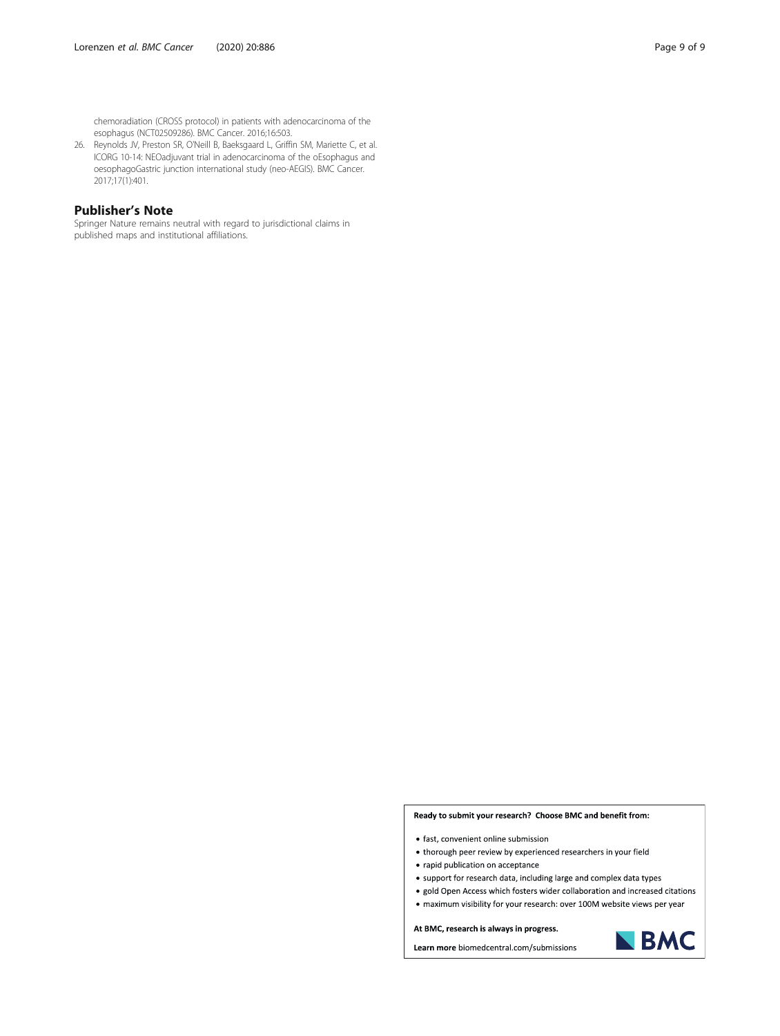chemoradiation (CROSS protocol) in patients with adenocarcinoma of the esophagus (NCT02509286). BMC Cancer. 2016;16:503.

26. Reynolds JV, Preston SR, O'Neill B, Baeksgaard L, Griffin SM, Mariette C, et al. ICORG 10-14: NEOadjuvant trial in adenocarcinoma of the oEsophagus and oesophagoGastric junction international study (neo-AEGIS). BMC Cancer. 2017;17(1):401.

## Publisher's Note

Springer Nature remains neutral with regard to jurisdictional claims in published maps and institutional affiliations.

**Ready to submit your research? Choose BMC and benefit from:**

- fast, convenient online submission
- thorough peer review by experienced researchers in your field
- rapid publication on acceptance
- support for research data, including large and complex data types
- gold Open Access which fosters wider collaboration and increased citations
- maximum visibility for your research: over 100M website views per year

**At BMC, research is always in progress.**

**Learn more** biomedcentral.com/submissions